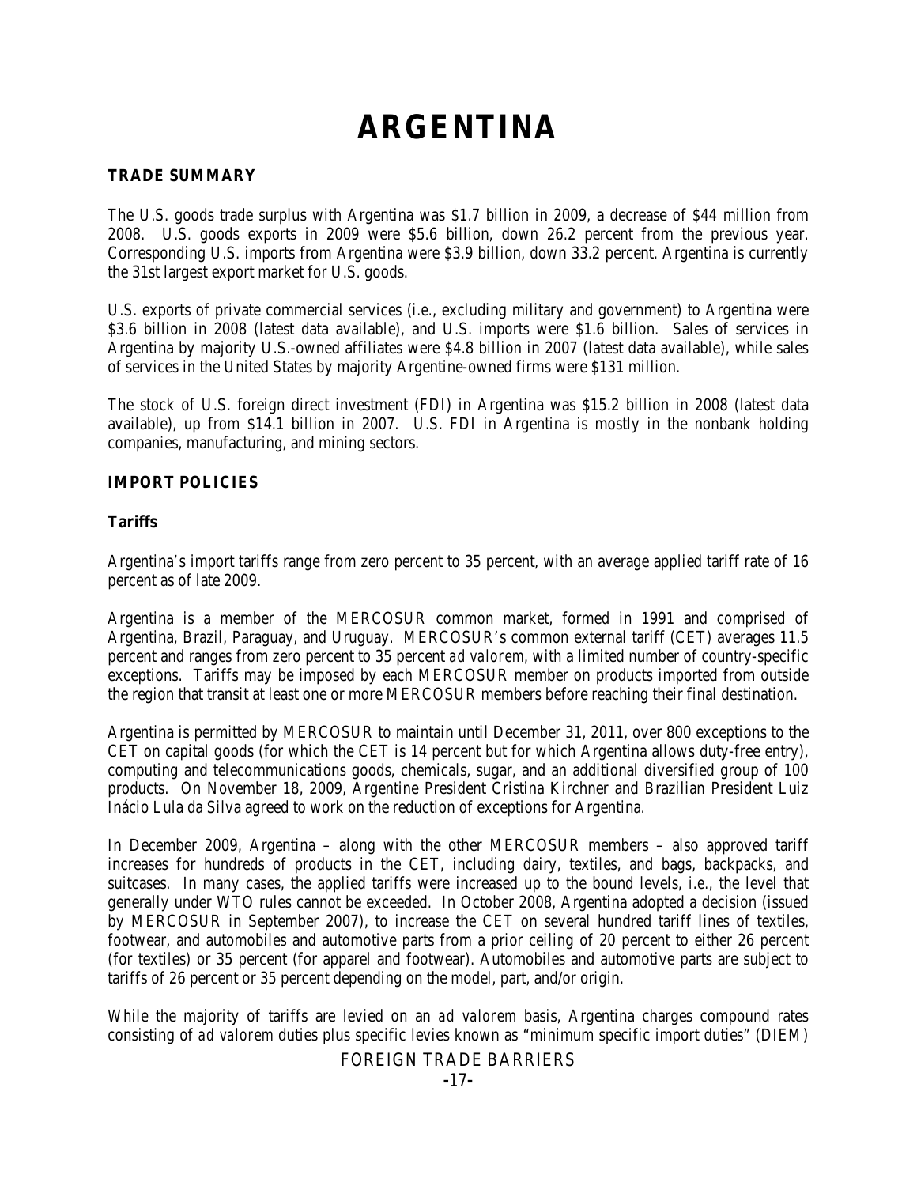# ARGENTINA

## TRADE SUMMARY

The U.S. goods trade surplus with Argentina was $1.7 billion in 2009, a decrease of $44 million from 2008. U.S. goods exports in 2009 were $5.6 billion, down 26.2 percent from the previous year. Corresponding U.S. imports from Argentina were $3.9 billion, down 33.2 percent. Argentina is currently the 31st largest export market for U.S. goods.

U.S. exports of private commercial services (*i.e.*, excluding military and government) to Argentina were $3.6 billion in 2008 (latest data available), and U.S. imports were $1.6 billion. Sales of services in Argentina by majority U.S.-owned affiliates were $4.8 billion in 2007 (latest data available), while sales of services in the United States by majority Argentine-owned firms were $131 million.

The stock of U.S. foreign direct investment (FDI) in Argentina was $15.2 billion in 2008 (latest data available), up from $14.1 billion in 2007. U.S. FDI in Argentina is mostly in the nonbank holding companies, manufacturing, and mining sectors.

## IMPORT POLICIES

### Tariffs

Argentina's import tariffs range from zero percent to 35 percent, with an average applied tariff rate of 16 percent as of late 2009.

Argentina is a member of the MERCOSUR common market, formed in 1991 and comprised of Argentina, Brazil, Paraguay, and Uruguay. MERCOSUR's common external tariff (CET) averages 11.5 percent and ranges from zero percent to 35 percent *ad valorem*, with a limited number of country-specific exceptions. Tariffs may be imposed by each MERCOSUR member on products imported from outside the region that transit at least one or more MERCOSUR members before reaching their final destination.

Argentina is permitted by MERCOSUR to maintain until December 31, 2011, over 800 exceptions to the CET on capital goods (for which the CET is 14 percent but for which Argentina allows duty-free entry), computing and telecommunications goods, chemicals, sugar, and an additional diversified group of 100 products. On November 18, 2009, Argentine President Cristina Kirchner and Brazilian President Luiz Inácio Lula da Silva agreed to work on the reduction of exceptions for Argentina.

In December 2009, Argentina – along with the other MERCOSUR members – also approved tariff increases for hundreds of products in the CET, including dairy, textiles, and bags, backpacks, and suitcases. In many cases, the applied tariffs were increased up to the bound levels, *i.e.*, the level that generally under WTO rules cannot be exceeded. In October 2008, Argentina adopted a decision (issued by MERCOSUR in September 2007), to increase the CET on several hundred tariff lines of textiles, footwear, and automobiles and automotive parts from a prior ceiling of 20 percent to either 26 percent (for textiles) or 35 percent (for apparel and footwear). Automobiles and automotive parts are subject to tariffs of 26 percent or 35 percent depending on the model, part, and/or origin.

While the majority of tariffs are levied on an *ad valorem* basis, Argentina charges compound rates consisting of *ad valorem* duties plus specific levies known as "minimum specific import duties" (DIEM)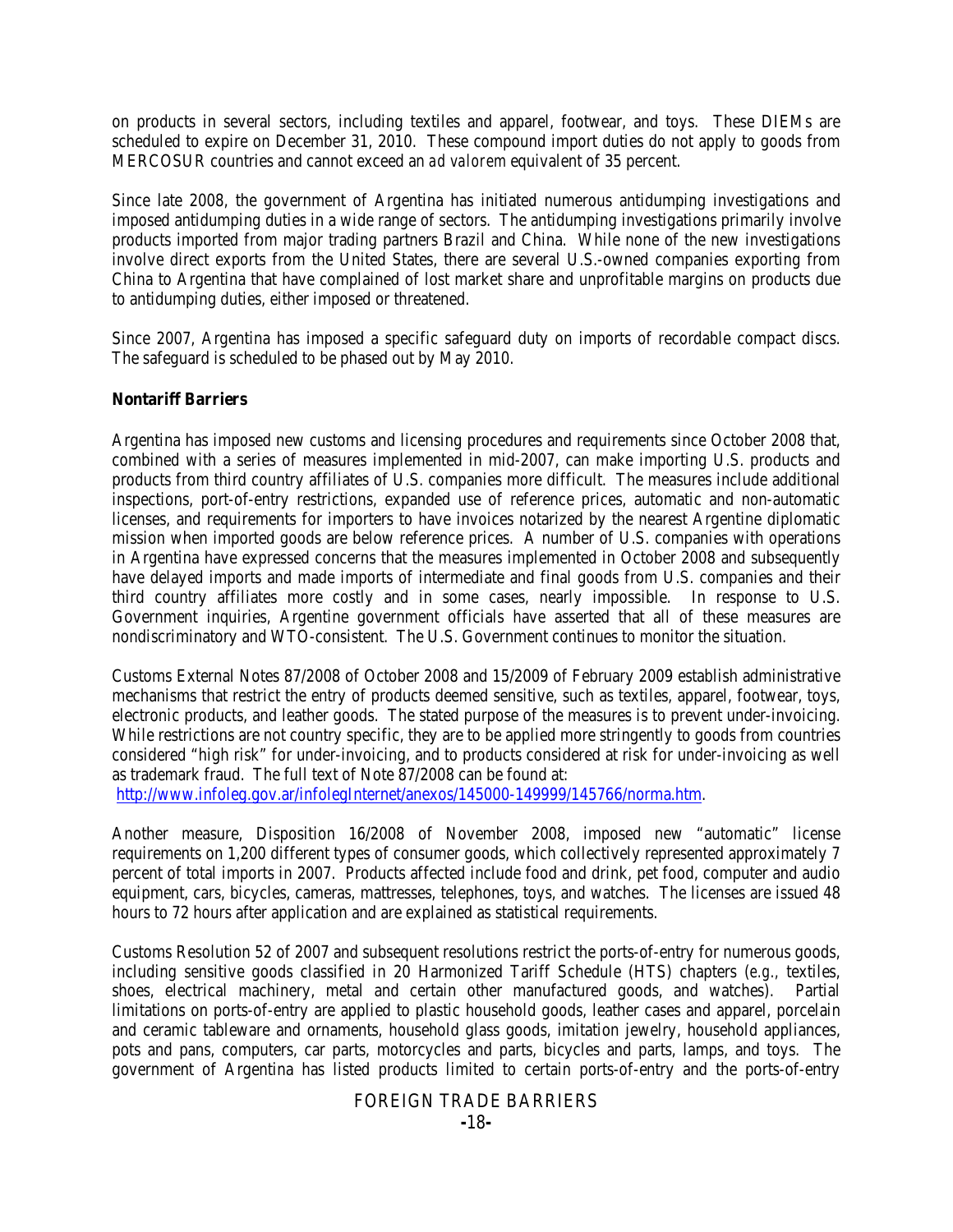on products in several sectors, including textiles and apparel, footwear, and toys. These DIEMs are scheduled to expire on December 31, 2010. These compound import duties do not apply to goods from MERCOSUR countries and cannot exceed an *ad valorem* equivalent of 35 percent.

Since late 2008, the government of Argentina has initiated numerous antidumping investigations and imposed antidumping duties in a wide range of sectors. The antidumping investigations primarily involve products imported from major trading partners Brazil and China. While none of the new investigations involve direct exports from the United States, there are several U.S.-owned companies exporting from China to Argentina that have complained of lost market share and unprofitable margins on products due to antidumping duties, either imposed or threatened.

Since 2007, Argentina has imposed a specific safeguard duty on imports of recordable compact discs. The safeguard is scheduled to be phased out by May 2010.

**Nontariff Barriers**

Argentina has imposed new customs and licensing procedures and requirements since October 2008 that, combined with a series of measures implemented in mid-2007, can make importing U.S. products and products from third country affiliates of U.S. companies more difficult. The measures include additional inspections, port-of-entry restrictions, expanded use of reference prices, automatic and non-automatic licenses, and requirements for importers to have invoices notarized by the nearest Argentine diplomatic mission when imported goods are below reference prices. A number of U.S. companies with operations in Argentina have expressed concerns that the measures implemented in October 2008 and subsequently have delayed imports and made imports of intermediate and final goods from U.S. companies and their third country affiliates more costly and in some cases, nearly impossible. In response to U.S. Government inquiries, Argentine government officials have asserted that all of these measures are nondiscriminatory and WTO-consistent. The U.S. Government continues to monitor the situation.

Customs External Notes 87/2008 of October 2008 and 15/2009 of February 2009 establish administrative mechanisms that restrict the entry of products deemed sensitive, such as textiles, apparel, footwear, toys, electronic products, and leather goods. The stated purpose of the measures is to prevent under-invoicing. While restrictions are not country specific, they are to be applied more stringently to goods from countries considered "high risk" for under-invoicing, and to products considered at risk for under-invoicing as well as trademark fraud. The full text of Note 87/2008 can be found at: http://www.infoleg.gov.ar/infolegInternet/anexos/145000-149999/145766/norma.htm.

Another measure, Disposition 16/2008 of November 2008, imposed new "automatic" license requirements on 1,200 different types of consumer goods, which collectively represented approximately 7 percent of total imports in 2007. Products affected include food and drink, pet food, computer and audio equipment, cars, bicycles, cameras, mattresses, telephones, toys, and watches. The licenses are issued 48 hours to 72 hours after application and are explained as statistical requirements.

Customs Resolution 52 of 2007 and subsequent resolutions restrict the ports-of-entry for numerous goods, including sensitive goods classified in 20 Harmonized Tariff Schedule (HTS) chapters (*e.g.*, textiles, shoes, electrical machinery, metal and certain other manufactured goods, and watches). Partial limitations on ports-of-entry are applied to plastic household goods, leather cases and apparel, porcelain and ceramic tableware and ornaments, household glass goods, imitation jewelry, household appliances, pots and pans, computers, car parts, motorcycles and parts, bicycles and parts, lamps, and toys. The government of Argentina has listed products limited to certain ports-of-entry and the ports-of-entry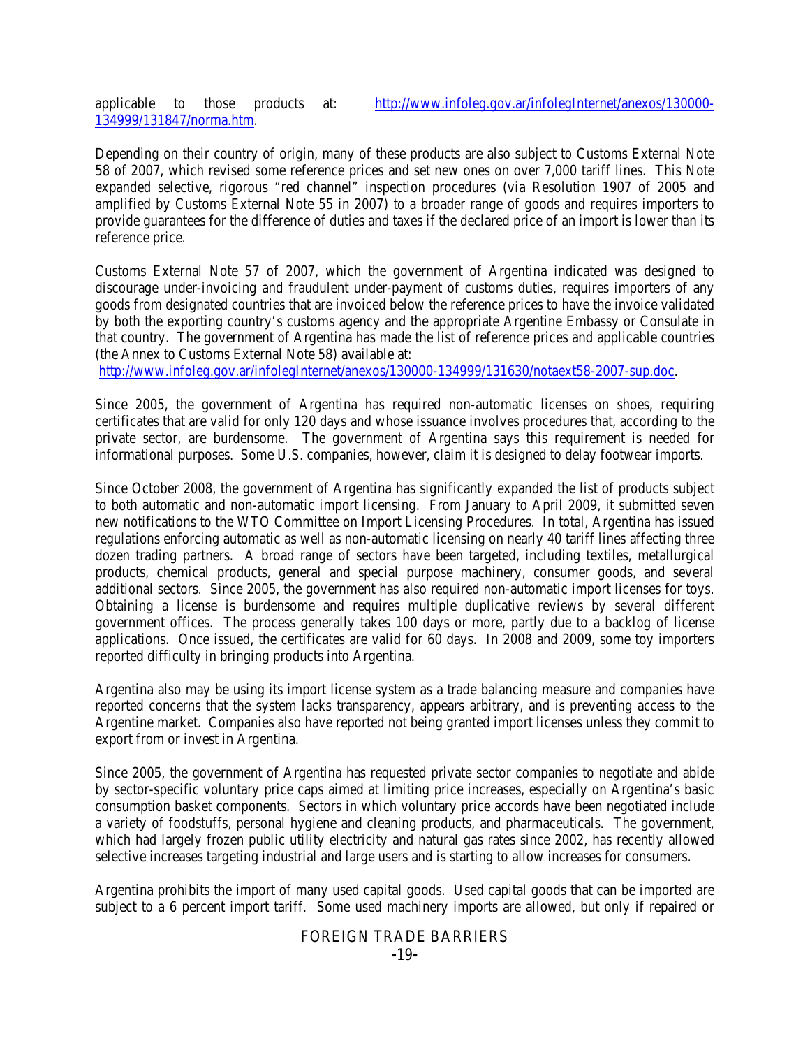applicable to those products at: [http://www.infoleg.gov.ar/infolegInternet/anexos/130000-134999/131847/norma.htm](http://www.infoleg.gov.ar/infolegInternet/anexos/130000-134999/131847/norma.htm).

Depending on their country of origin, many of these products are also subject to Customs External Note 58 of 2007, which revised some reference prices and set new ones on over 7,000 tariff lines. This Note expanded selective, rigorous "red channel" inspection procedures (via Resolution 1907 of 2005 and amplified by Customs External Note 55 in 2007) to a broader range of goods and requires importers to provide guarantees for the difference of duties and taxes if the declared price of an import is lower than its reference price.

Customs External Note 57 of 2007, which the government of Argentina indicated was designed to discourage under-invoicing and fraudulent under-payment of customs duties, requires importers of any goods from designated countries that are invoiced below the reference prices to have the invoice validated by both the exporting country's customs agency and the appropriate Argentine Embassy or Consulate in that country. The government of Argentina has made the list of reference prices and applicable countries (the Annex to Customs External Note 58) available at: [http://www.infoleg.gov.ar/infolegInternet/anexos/130000-134999/131630/notaext58-2007-sup.doc](http://www.infoleg.gov.ar/infolegInternet/anexos/130000-134999/131630/notaext58-2007-sup.doc).

Since 2005, the government of Argentina has required non-automatic licenses on shoes, requiring certificates that are valid for only 120 days and whose issuance involves procedures that, according to the private sector, are burdensome. The government of Argentina says this requirement is needed for informational purposes. Some U.S. companies, however, claim it is designed to delay footwear imports.

Since October 2008, the government of Argentina has significantly expanded the list of products subject to both automatic and non-automatic import licensing. From January to April 2009, it submitted seven new notifications to the WTO Committee on Import Licensing Procedures. In total, Argentina has issued regulations enforcing automatic as well as non-automatic licensing on nearly 40 tariff lines affecting three dozen trading partners. A broad range of sectors have been targeted, including textiles, metallurgical products, chemical products, general and special purpose machinery, consumer goods, and several additional sectors. Since 2005, the government has also required non-automatic import licenses for toys. Obtaining a license is burdensome and requires multiple duplicative reviews by several different government offices. The process generally takes 100 days or more, partly due to a backlog of license applications. Once issued, the certificates are valid for 60 days. In 2008 and 2009, some toy importers reported difficulty in bringing products into Argentina.

Argentina also may be using its import license system as a trade balancing measure and companies have reported concerns that the system lacks transparency, appears arbitrary, and is preventing access to the Argentine market. Companies also have reported not being granted import licenses unless they commit to export from or invest in Argentina.

Since 2005, the government of Argentina has requested private sector companies to negotiate and abide by sector-specific voluntary price caps aimed at limiting price increases, especially on Argentina's basic consumption basket components. Sectors in which voluntary price accords have been negotiated include a variety of foodstuffs, personal hygiene and cleaning products, and pharmaceuticals. The government, which had largely frozen public utility electricity and natural gas rates since 2002, has recently allowed selective increases targeting industrial and large users and is starting to allow increases for consumers.

Argentina prohibits the import of many used capital goods. Used capital goods that can be imported are subject to a 6 percent import tariff. Some used machinery imports are allowed, but only if repaired or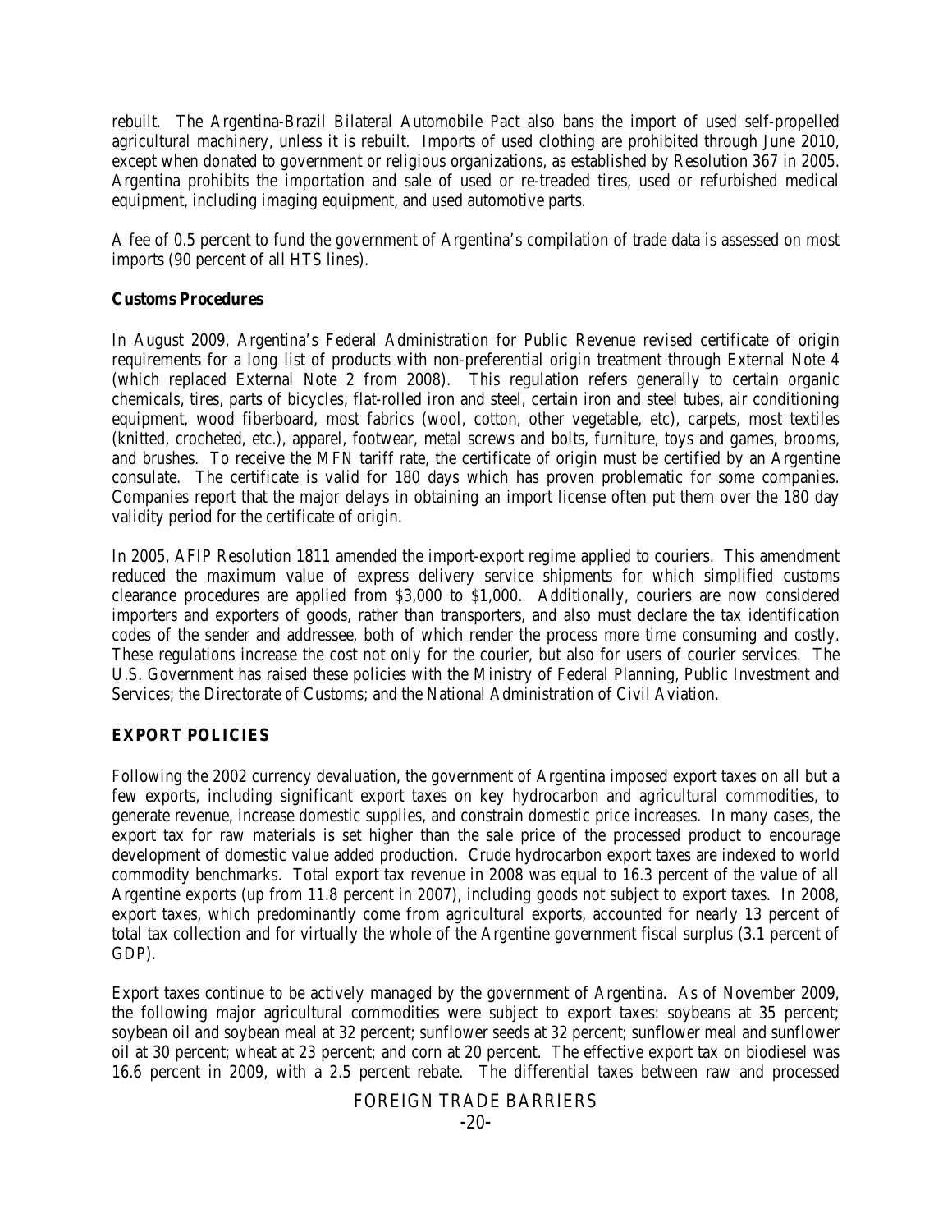rebuilt. The Argentina-Brazil Bilateral Automobile Pact also bans the import of used self-propelled agricultural machinery, unless it is rebuilt. Imports of used clothing are prohibited through June 2010, except when donated to government or religious organizations, as established by Resolution 367 in 2005. Argentina prohibits the importation and sale of used or re-treaded tires, used or refurbished medical equipment, including imaging equipment, and used automotive parts.

A fee of 0.5 percent to fund the government of Argentina's compilation of trade data is assessed on most imports (90 percent of all HTS lines).

**Customs Procedures**

In August 2009, Argentina's Federal Administration for Public Revenue revised certificate of origin requirements for a long list of products with non-preferential origin treatment through External Note 4 (which replaced External Note 2 from 2008). This regulation refers generally to certain organic chemicals, tires, parts of bicycles, flat-rolled iron and steel, certain iron and steel tubes, air conditioning equipment, wood fiberboard, most fabrics (wool, cotton, other vegetable, etc), carpets, most textiles (knitted, crocheted, etc.), apparel, footwear, metal screws and bolts, furniture, toys and games, brooms, and brushes. To receive the MFN tariff rate, the certificate of origin must be certified by an Argentine consulate. The certificate is valid for 180 days which has proven problematic for some companies. Companies report that the major delays in obtaining an import license often put them over the 180 day validity period for the certificate of origin.

In 2005, AFIP Resolution 1811 amended the import-export regime applied to couriers. This amendment reduced the maximum value of express delivery service shipments for which simplified customs clearance procedures are applied from $3,000 to $1,000. Additionally, couriers are now considered importers and exporters of goods, rather than transporters, and also must declare the tax identification codes of the sender and addressee, both of which render the process more time consuming and costly. These regulations increase the cost not only for the courier, but also for users of courier services. The U.S. Government has raised these policies with the Ministry of Federal Planning, Public Investment and Services; the Directorate of Customs; and the National Administration of Civil Aviation.

## EXPORT POLICIES

Following the 2002 currency devaluation, the government of Argentina imposed export taxes on all but a few exports, including significant export taxes on key hydrocarbon and agricultural commodities, to generate revenue, increase domestic supplies, and constrain domestic price increases. In many cases, the export tax for raw materials is set higher than the sale price of the processed product to encourage development of domestic value added production. Crude hydrocarbon export taxes are indexed to world commodity benchmarks. Total export tax revenue in 2008 was equal to 16.3 percent of the value of all Argentine exports (up from 11.8 percent in 2007), including goods not subject to export taxes. In 2008, export taxes, which predominantly come from agricultural exports, accounted for nearly 13 percent of total tax collection and for virtually the whole of the Argentine government fiscal surplus (3.1 percent of GDP).

Export taxes continue to be actively managed by the government of Argentina. As of November 2009, the following major agricultural commodities were subject to export taxes: soybeans at 35 percent; soybean oil and soybean meal at 32 percent; sunflower seeds at 32 percent; sunflower meal and sunflower oil at 30 percent; wheat at 23 percent; and corn at 20 percent. The effective export tax on biodiesel was 16.6 percent in 2009, with a 2.5 percent rebate. The differential taxes between raw and processed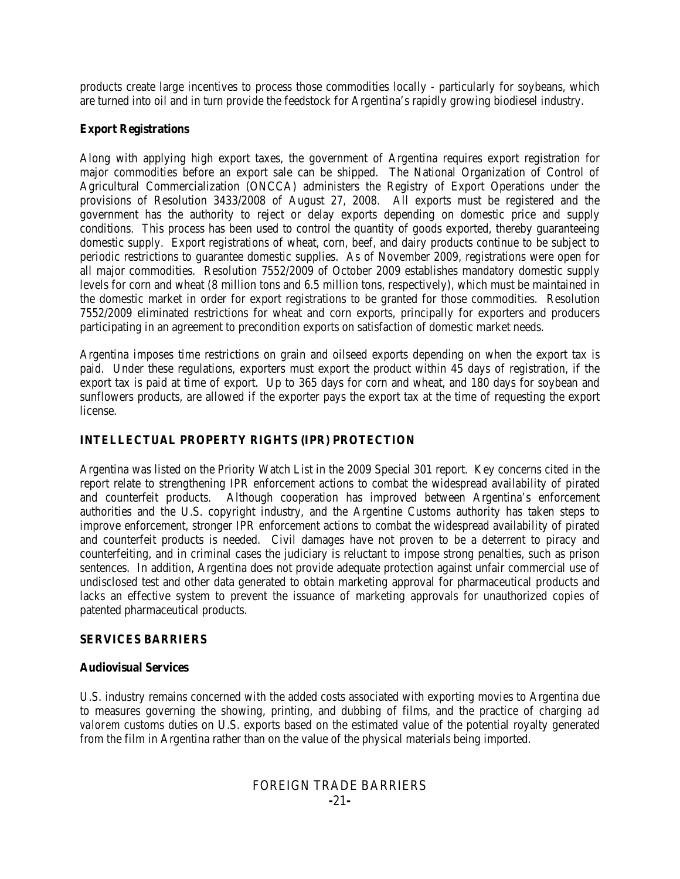products create large incentives to process those commodities locally - particularly for soybeans, which are turned into oil and in turn provide the feedstock for Argentina's rapidly growing biodiesel industry.

**Export Registrations**

Along with applying high export taxes, the government of Argentina requires export registration for major commodities before an export sale can be shipped. The National Organization of Control of Agricultural Commercialization (ONCCA) administers the Registry of Export Operations under the provisions of Resolution 3433/2008 of August 27, 2008. All exports must be registered and the government has the authority to reject or delay exports depending on domestic price and supply conditions. This process has been used to control the quantity of goods exported, thereby guaranteeing domestic supply. Export registrations of wheat, corn, beef, and dairy products continue to be subject to periodic restrictions to guarantee domestic supplies. As of November 2009, registrations were open for all major commodities. Resolution 7552/2009 of October 2009 establishes mandatory domestic supply levels for corn and wheat (8 million tons and 6.5 million tons, respectively), which must be maintained in the domestic market in order for export registrations to be granted for those commodities. Resolution 7552/2009 eliminated restrictions for wheat and corn exports, principally for exporters and producers participating in an agreement to precondition exports on satisfaction of domestic market needs.

Argentina imposes time restrictions on grain and oilseed exports depending on when the export tax is paid. Under these regulations, exporters must export the product within 45 days of registration, if the export tax is paid at time of export. Up to 365 days for corn and wheat, and 180 days for soybean and sunflowers products, are allowed if the exporter pays the export tax at the time of requesting the export license.

## INTELLECTUAL PROPERTY RIGHTS (IPR) PROTECTION

Argentina was listed on the Priority Watch List in the 2009 Special 301 report. Key concerns cited in the report relate to strengthening IPR enforcement actions to combat the widespread availability of pirated and counterfeit products. Although cooperation has improved between Argentina's enforcement authorities and the U.S. copyright industry, and the Argentine Customs authority has taken steps to improve enforcement, stronger IPR enforcement actions to combat the widespread availability of pirated and counterfeit products is needed. Civil damages have not proven to be a deterrent to piracy and counterfeiting, and in criminal cases the judiciary is reluctant to impose strong penalties, such as prison sentences. In addition, Argentina does not provide adequate protection against unfair commercial use of undisclosed test and other data generated to obtain marketing approval for pharmaceutical products and lacks an effective system to prevent the issuance of marketing approvals for unauthorized copies of patented pharmaceutical products.

## SERVICES BARRIERS

**Audiovisual Services**

U.S. industry remains concerned with the added costs associated with exporting movies to Argentina due to measures governing the showing, printing, and dubbing of films, and the practice of charging *ad valorem* customs duties on U.S. exports based on the estimated value of the potential royalty generated from the film in Argentina rather than on the value of the physical materials being imported.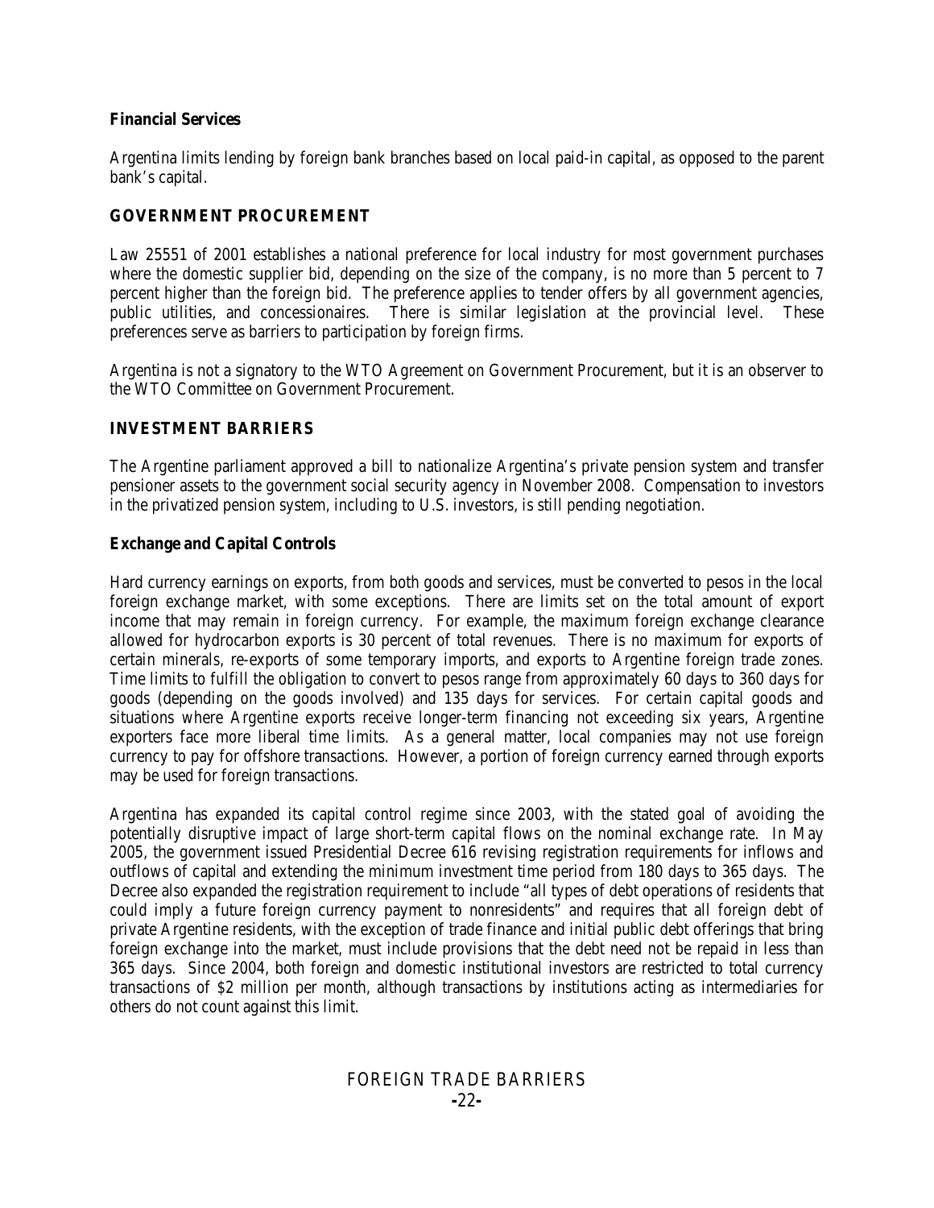**Financial Services**

Argentina limits lending by foreign bank branches based on local paid-in capital, as opposed to the parent bank's capital.

## GOVERNMENT PROCUREMENT

Law 25551 of 2001 establishes a national preference for local industry for most government purchases where the domestic supplier bid, depending on the size of the company, is no more than 5 percent to 7 percent higher than the foreign bid. The preference applies to tender offers by all government agencies, public utilities, and concessionaires. There is similar legislation at the provincial level. These preferences serve as barriers to participation by foreign firms.

Argentina is not a signatory to the WTO Agreement on Government Procurement, but it is an observer to the WTO Committee on Government Procurement.

## INVESTMENT BARRIERS

The Argentine parliament approved a bill to nationalize Argentina's private pension system and transfer pensioner assets to the government social security agency in November 2008. Compensation to investors in the privatized pension system, including to U.S. investors, is still pending negotiation.

**Exchange and Capital Controls**

Hard currency earnings on exports, from both goods and services, must be converted to pesos in the local foreign exchange market, with some exceptions. There are limits set on the total amount of export income that may remain in foreign currency. For example, the maximum foreign exchange clearance allowed for hydrocarbon exports is 30 percent of total revenues. There is no maximum for exports of certain minerals, re-exports of some temporary imports, and exports to Argentine foreign trade zones. Time limits to fulfill the obligation to convert to pesos range from approximately 60 days to 360 days for goods (depending on the goods involved) and 135 days for services. For certain capital goods and situations where Argentine exports receive longer-term financing not exceeding six years, Argentine exporters face more liberal time limits. As a general matter, local companies may not use foreign currency to pay for offshore transactions. However, a portion of foreign currency earned through exports may be used for foreign transactions.

Argentina has expanded its capital control regime since 2003, with the stated goal of avoiding the potentially disruptive impact of large short-term capital flows on the nominal exchange rate. In May 2005, the government issued Presidential Decree 616 revising registration requirements for inflows and outflows of capital and extending the minimum investment time period from 180 days to 365 days. The Decree also expanded the registration requirement to include "all types of debt operations of residents that could imply a future foreign currency payment to nonresidents" and requires that all foreign debt of private Argentine residents, with the exception of trade finance and initial public debt offerings that bring foreign exchange into the market, must include provisions that the debt need not be repaid in less than 365 days. Since 2004, both foreign and domestic institutional investors are restricted to total currency transactions of $2 million per month, although transactions by institutions acting as intermediaries for others do not count against this limit.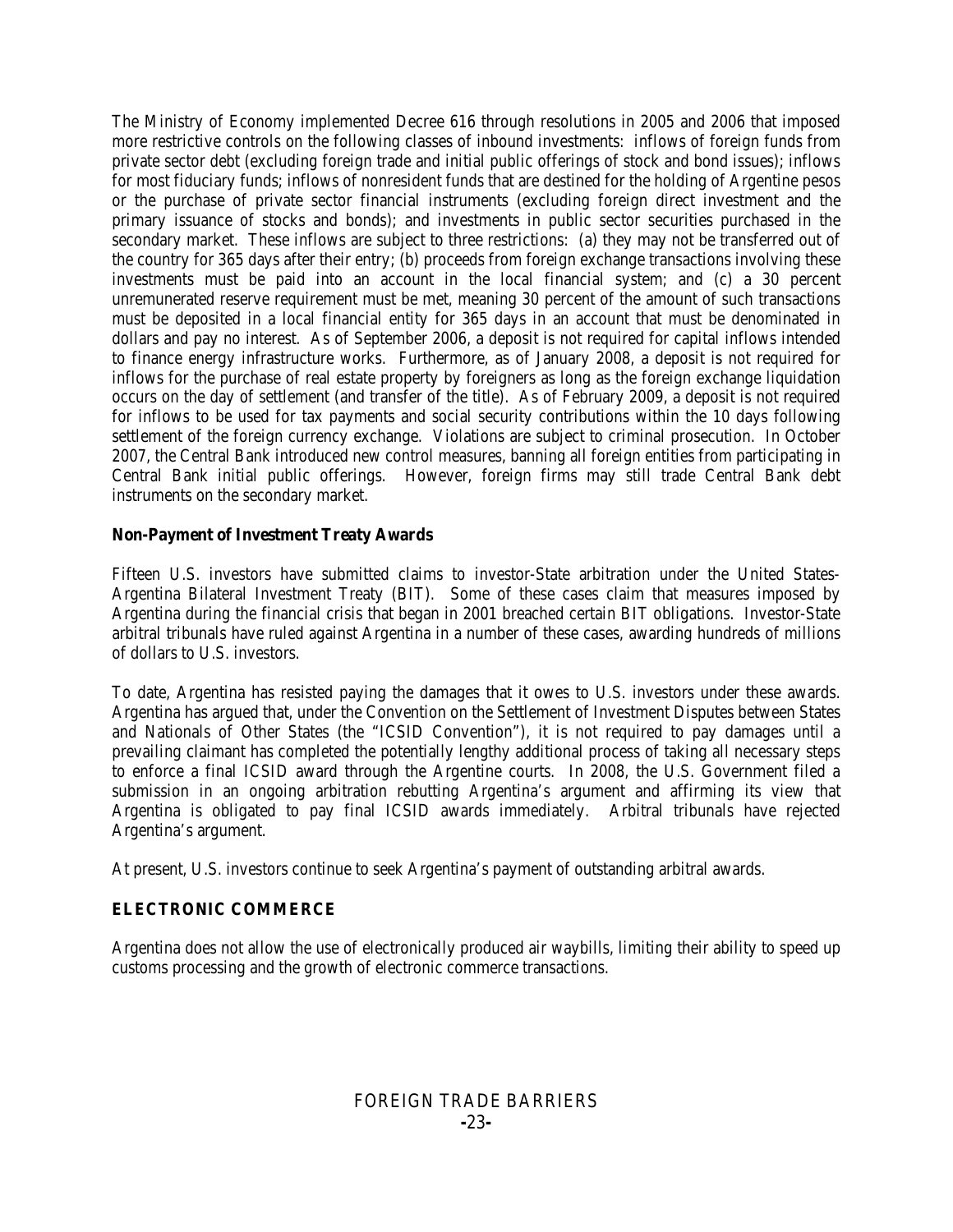The Ministry of Economy implemented Decree 616 through resolutions in 2005 and 2006 that imposed more restrictive controls on the following classes of inbound investments: inflows of foreign funds from private sector debt (excluding foreign trade and initial public offerings of stock and bond issues); inflows for most fiduciary funds; inflows of nonresident funds that are destined for the holding of Argentine pesos or the purchase of private sector financial instruments (excluding foreign direct investment and the primary issuance of stocks and bonds); and investments in public sector securities purchased in the secondary market. These inflows are subject to three restrictions: (a) they may not be transferred out of the country for 365 days after their entry; (b) proceeds from foreign exchange transactions involving these investments must be paid into an account in the local financial system; and (c) a 30 percent unremunerated reserve requirement must be met, meaning 30 percent of the amount of such transactions must be deposited in a local financial entity for 365 days in an account that must be denominated in dollars and pay no interest. As of September 2006, a deposit is not required for capital inflows intended to finance energy infrastructure works. Furthermore, as of January 2008, a deposit is not required for inflows for the purchase of real estate property by foreigners as long as the foreign exchange liquidation occurs on the day of settlement (and transfer of the title). As of February 2009, a deposit is not required for inflows to be used for tax payments and social security contributions within the 10 days following settlement of the foreign currency exchange. Violations are subject to criminal prosecution. In October 2007, the Central Bank introduced new control measures, banning all foreign entities from participating in Central Bank initial public offerings. However, foreign firms may still trade Central Bank debt instruments on the secondary market.

**Non-Payment of Investment Treaty Awards**

Fifteen U.S. investors have submitted claims to investor-State arbitration under the United States-Argentina Bilateral Investment Treaty (BIT). Some of these cases claim that measures imposed by Argentina during the financial crisis that began in 2001 breached certain BIT obligations. Investor-State arbitral tribunals have ruled against Argentina in a number of these cases, awarding hundreds of millions of dollars to U.S. investors.

To date, Argentina has resisted paying the damages that it owes to U.S. investors under these awards. Argentina has argued that, under the Convention on the Settlement of Investment Disputes between States and Nationals of Other States (the "ICSID Convention"), it is not required to pay damages until a prevailing claimant has completed the potentially lengthy additional process of taking all necessary steps to enforce a final ICSID award through the Argentine courts. In 2008, the U.S. Government filed a submission in an ongoing arbitration rebutting Argentina's argument and affirming its view that Argentina is obligated to pay final ICSID awards immediately. Arbitral tribunals have rejected Argentina's argument.

At present, U.S. investors continue to seek Argentina's payment of outstanding arbitral awards.

## ELECTRONIC COMMERCE

Argentina does not allow the use of electronically produced air waybills, limiting their ability to speed up customs processing and the growth of electronic commerce transactions.